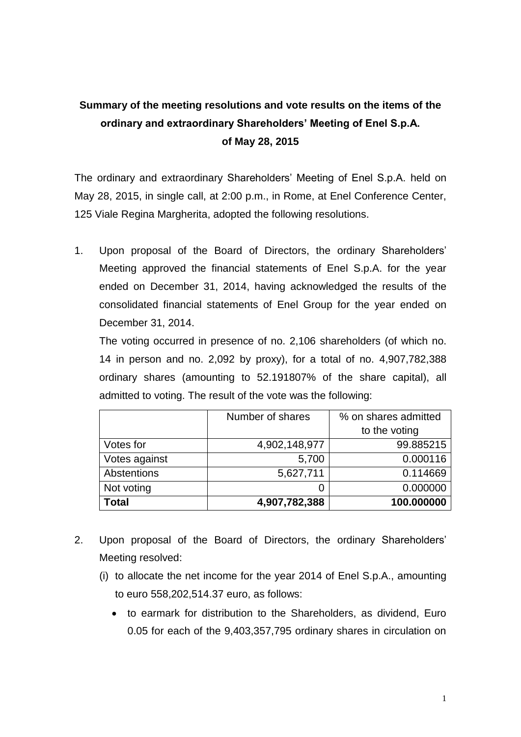**Summary of the meeting resolutions and vote results on the items of the ordinary and extraordinary Shareholders' Meeting of Enel S.p.A. of May 28, 2015**

The ordinary and extraordinary Shareholders' Meeting of Enel S.p.A. held on May 28, 2015, in single call, at 2:00 p.m., in Rome, at Enel Conference Center, 125 Viale Regina Margherita, adopted the following resolutions.

1. Upon proposal of the Board of Directors, the ordinary Shareholders' Meeting approved the financial statements of Enel S.p.A. for the year ended on December 31, 2014, having acknowledged the results of the consolidated financial statements of Enel Group for the year ended on December 31, 2014.

   The voting occurred in presence of no. 2,106 shareholders (of which no. 14 in person and no. 2,092 by proxy), for a total of no. 4,907,782,388 ordinary shares (amounting to 52.191807% of the share capital), all admitted to voting. The result of the vote was the following:

| | Number of shares | % on shares admitted to the voting |
|---|---|---|
| Votes for | 4,902,148,977 | 99.885215 |
| Votes against | 5,700 | 0.000116 |
| Abstentions | 5,627,711 | 0.114669 |
| Not voting | 0 | 0.000000 |
| **Total** | **4,907,782,388** | **100.000000** |

2. Upon proposal of the Board of Directors, the ordinary Shareholders' Meeting resolved:
   (i) to allocate the net income for the year 2014 of Enel S.p.A., amounting to euro 558,202,514.37 euro, as follows:
   - to earmark for distribution to the Shareholders, as dividend, Euro 0.05 for each of the 9,403,357,795 ordinary shares in circulation on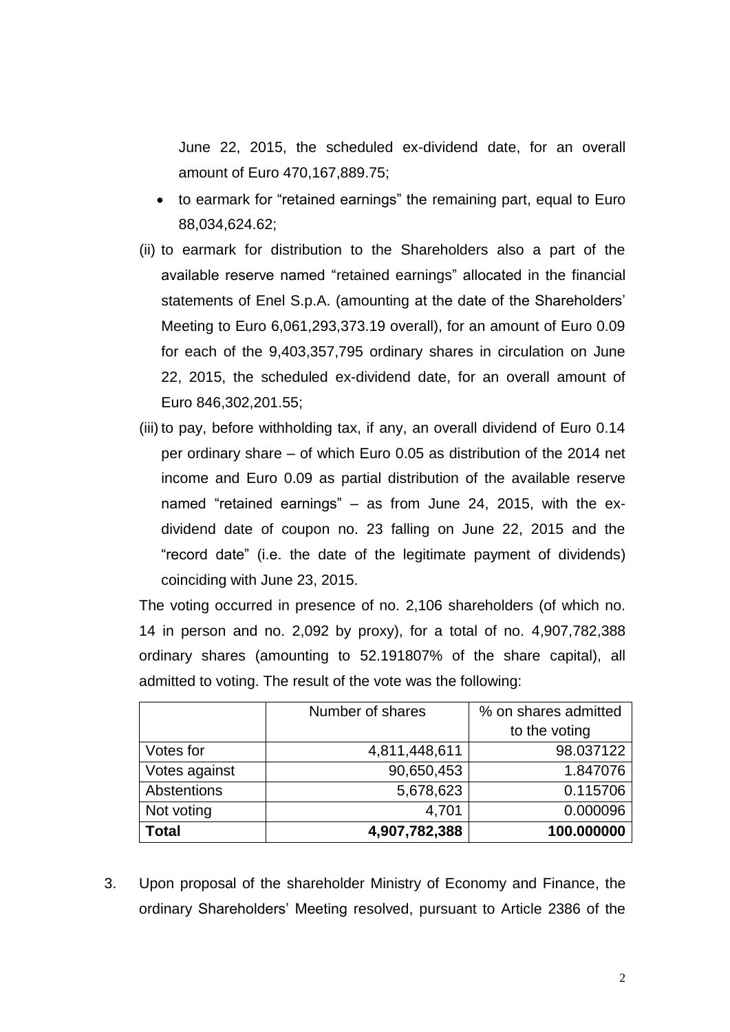June 22, 2015, the scheduled ex-dividend date, for an overall amount of Euro 470,167,889.75;

- to earmark for "retained earnings" the remaining part, equal to Euro 88,034,624.62;

(ii) to earmark for distribution to the Shareholders also a part of the available reserve named "retained earnings" allocated in the financial statements of Enel S.p.A. (amounting at the date of the Shareholders' Meeting to Euro 6,061,293,373.19 overall), for an amount of Euro 0.09 for each of the 9,403,357,795 ordinary shares in circulation on June 22, 2015, the scheduled ex-dividend date, for an overall amount of Euro 846,302,201.55;

(iii) to pay, before withholding tax, if any, an overall dividend of Euro 0.14 per ordinary share – of which Euro 0.05 as distribution of the 2014 net income and Euro 0.09 as partial distribution of the available reserve named "retained earnings" – as from June 24, 2015, with the ex-dividend date of coupon no. 23 falling on June 22, 2015 and the "record date" (i.e. the date of the legitimate payment of dividends) coinciding with June 23, 2015.

The voting occurred in presence of no. 2,106 shareholders (of which no. 14 in person and no. 2,092 by proxy), for a total of no. 4,907,782,388 ordinary shares (amounting to 52.191807% of the share capital), all admitted to voting. The result of the vote was the following:

| | Number of shares | % on shares admitted to the voting |
|---|---|---|
| Votes for | 4,811,448,611 | 98.037122 |
| Votes against | 90,650,453 | 1.847076 |
| Abstentions | 5,678,623 | 0.115706 |
| Not voting | 4,701 | 0.000096 |
| **Total** | **4,907,782,388** | **100.000000** |

3. Upon proposal of the shareholder Ministry of Economy and Finance, the ordinary Shareholders' Meeting resolved, pursuant to Article 2386 of the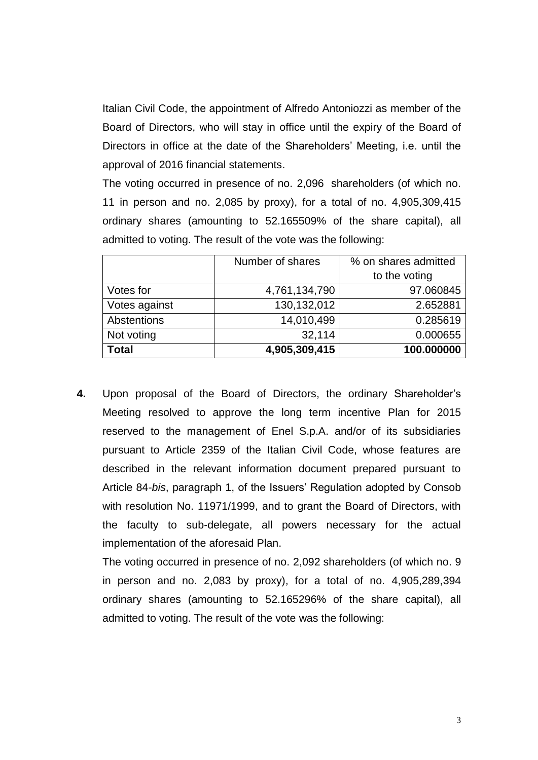Italian Civil Code, the appointment of Alfredo Antoniozzi as member of the Board of Directors, who will stay in office until the expiry of the Board of Directors in office at the date of the Shareholders' Meeting, i.e. until the approval of 2016 financial statements.

The voting occurred in presence of no. 2,096 shareholders (of which no. 11 in person and no. 2,085 by proxy), for a total of no. 4,905,309,415 ordinary shares (amounting to 52.165509% of the share capital), all admitted to voting. The result of the vote was the following:

| | Number of shares | % on shares admitted to the voting |
|---|---:|---:|
| Votes for | 4,761,134,790 | 97.060845 |
| Votes against | 130,132,012 | 2.652881 |
| Abstentions | 14,010,499 | 0.285619 |
| Not voting | 32,114 | 0.000655 |
| **Total** | **4,905,309,415** | **100.000000** |

**4.** Upon proposal of the Board of Directors, the ordinary Shareholder's Meeting resolved to approve the long term incentive Plan for 2015 reserved to the management of Enel S.p.A. and/or of its subsidiaries pursuant to Article 2359 of the Italian Civil Code, whose features are described in the relevant information document prepared pursuant to Article 84-*bis*, paragraph 1, of the Issuers' Regulation adopted by Consob with resolution No. 11971/1999, and to grant the Board of Directors, with the faculty to sub-delegate, all powers necessary for the actual implementation of the aforesaid Plan.

The voting occurred in presence of no. 2,092 shareholders (of which no. 9 in person and no. 2,083 by proxy), for a total of no. 4,905,289,394 ordinary shares (amounting to 52.165296% of the share capital), all admitted to voting. The result of the vote was the following: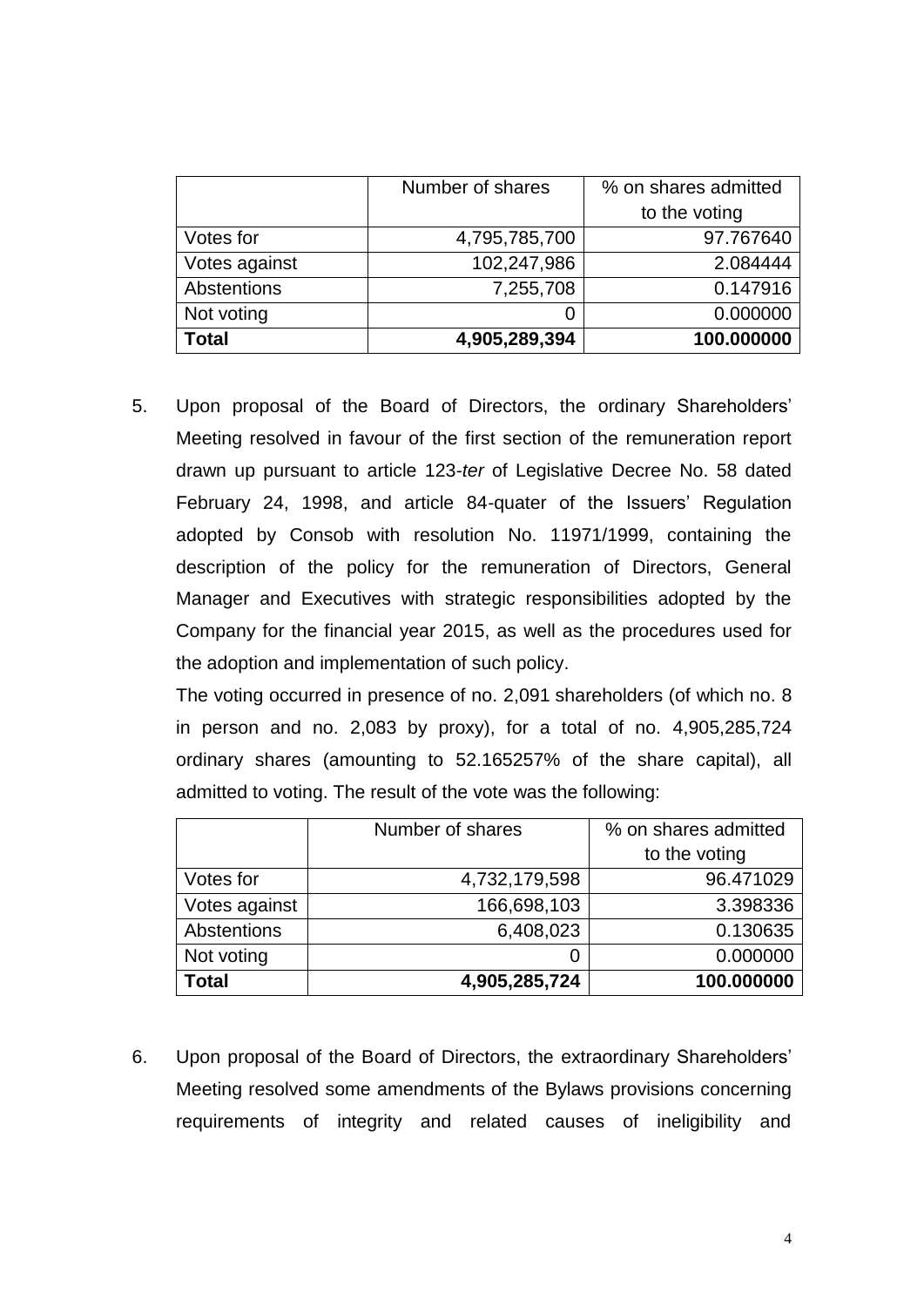| | Number of shares | % on shares admitted to the voting |
|---|---|---|
| Votes for | 4,795,785,700 | 97.767640 |
| Votes against | 102,247,986 | 2.084444 |
| Abstentions | 7,255,708 | 0.147916 |
| Not voting | 0 | 0.000000 |
| **Total** | **4,905,289,394** | **100.000000** |

5. Upon proposal of the Board of Directors, the ordinary Shareholders' Meeting resolved in favour of the first section of the remuneration report drawn up pursuant to article 123-*ter* of Legislative Decree No. 58 dated February 24, 1998, and article 84-quater of the Issuers' Regulation adopted by Consob with resolution No. 11971/1999, containing the description of the policy for the remuneration of Directors, General Manager and Executives with strategic responsibilities adopted by the Company for the financial year 2015, as well as the procedures used for the adoption and implementation of such policy.

   The voting occurred in presence of no. 2,091 shareholders (of which no. 8 in person and no. 2,083 by proxy), for a total of no. 4,905,285,724 ordinary shares (amounting to 52.165257% of the share capital), all admitted to voting. The result of the vote was the following:

| | Number of shares | % on shares admitted to the voting |
|---|---|---|
| Votes for | 4,732,179,598 | 96.471029 |
| Votes against | 166,698,103 | 3.398336 |
| Abstentions | 6,408,023 | 0.130635 |
| Not voting | 0 | 0.000000 |
| **Total** | **4,905,285,724** | **100.000000** |

6. Upon proposal of the Board of Directors, the extraordinary Shareholders' Meeting resolved some amendments of the Bylaws provisions concerning requirements of integrity and related causes of ineligibility and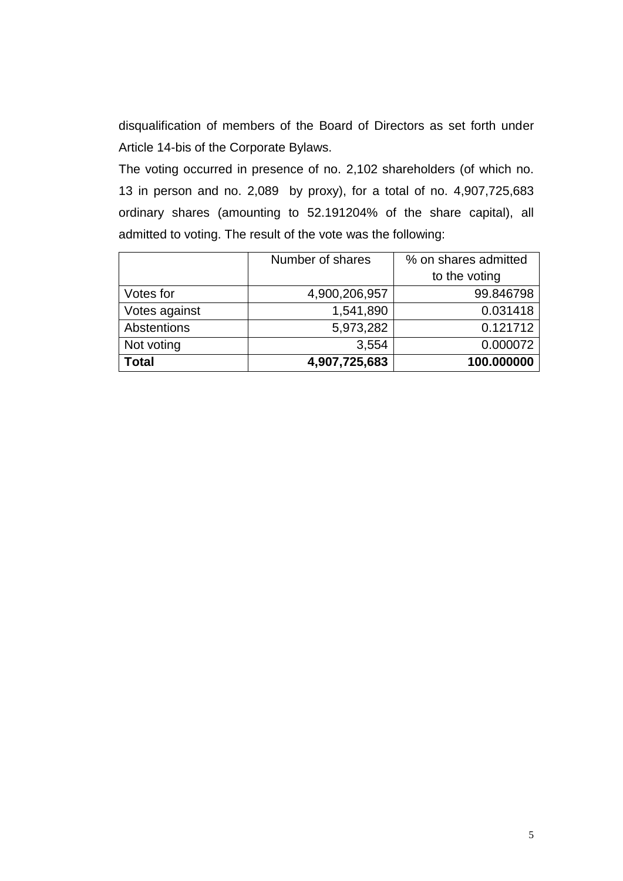disqualification of members of the Board of Directors as set forth under Article 14-bis of the Corporate Bylaws.

The voting occurred in presence of no. 2,102 shareholders (of which no. 13 in person and no. 2,089 by proxy), for a total of no. 4,907,725,683 ordinary shares (amounting to 52.191204% of the share capital), all admitted to voting. The result of the vote was the following:

| | Number of shares | % on shares admitted to the voting |
|---|---|---|
| Votes for | 4,900,206,957 | 99.846798 |
| Votes against | 1,541,890 | 0.031418 |
| Abstentions | 5,973,282 | 0.121712 |
| Not voting | 3,554 | 0.000072 |
| **Total** | **4,907,725,683** | **100.000000** |